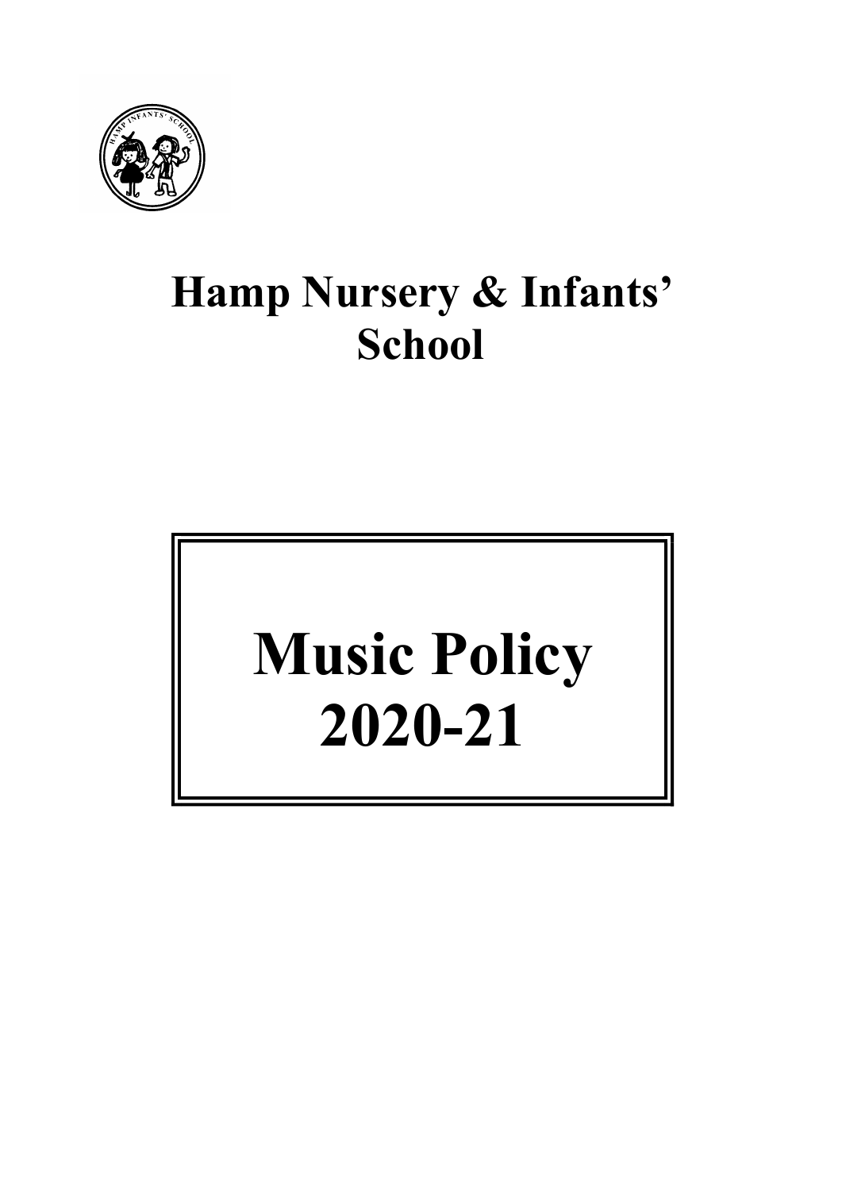# Hamp Nursery & Infants' School

# Music Policy 2020-21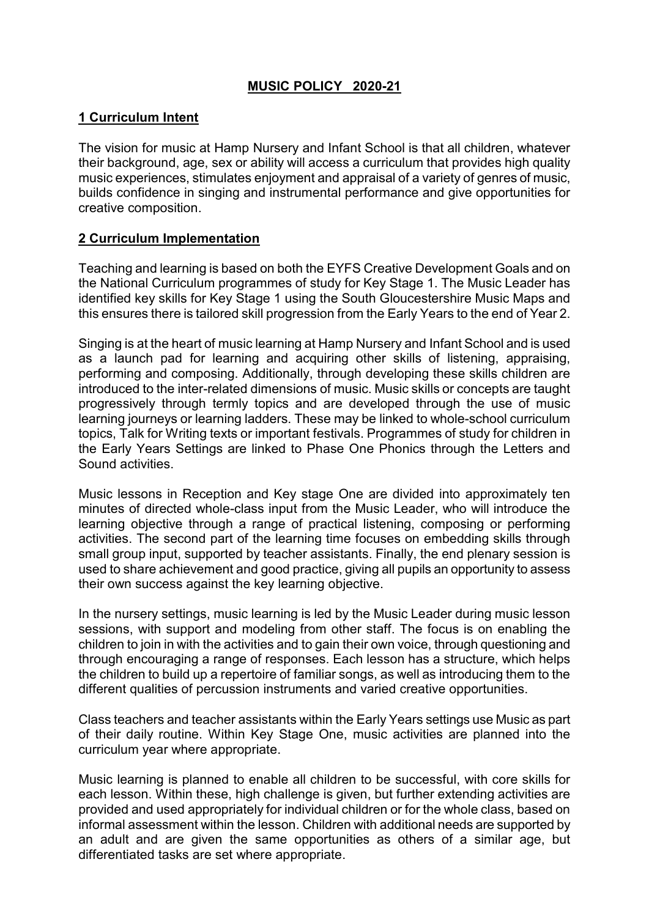## MUSIC POLICY 2020-21

## 1 Curriculum Intent

The vision for music at Hamp Nursery and Infant School is that all children, whatever their background, age, sex or ability will access a curriculum that provides high quality music experiences, stimulates enjoyment and appraisal of a variety of genres of music, builds confidence in singing and instrumental performance and give opportunities for creative composition.

## 2 Curriculum Implementation

Teaching and learning is based on both the EYFS Creative Development Goals and on the National Curriculum programmes of study for Key Stage 1. The Music Leader has identified key skills for Key Stage 1 using the South Gloucestershire Music Maps and this ensures there is tailored skill progression from the Early Years to the end of Year 2.

Singing is at the heart of music learning at Hamp Nursery and Infant School and is used as a launch pad for learning and acquiring other skills of listening, appraising, performing and composing. Additionally, through developing these skills children are introduced to the inter-related dimensions of music. Music skills or concepts are taught progressively through termly topics and are developed through the use of music learning journeys or learning ladders. These may be linked to whole-school curriculum topics, Talk for Writing texts or important festivals. Programmes of study for children in the Early Years Settings are linked to Phase One Phonics through the Letters and Sound activities.

Music lessons in Reception and Key stage One are divided into approximately ten minutes of directed whole-class input from the Music Leader, who will introduce the learning objective through a range of practical listening, composing or performing activities. The second part of the learning time focuses on embedding skills through small group input, supported by teacher assistants. Finally, the end plenary session is used to share achievement and good practice, giving all pupils an opportunity to assess their own success against the key learning objective.

In the nursery settings, music learning is led by the Music Leader during music lesson sessions, with support and modeling from other staff. The focus is on enabling the children to join in with the activities and to gain their own voice, through questioning and through encouraging a range of responses. Each lesson has a structure, which helps the children to build up a repertoire of familiar songs, as well as introducing them to the different qualities of percussion instruments and varied creative opportunities.

Class teachers and teacher assistants within the Early Years settings use Music as part of their daily routine. Within Key Stage One, music activities are planned into the curriculum year where appropriate.

Music learning is planned to enable all children to be successful, with core skills for each lesson. Within these, high challenge is given, but further extending activities are provided and used appropriately for individual children or for the whole class, based on informal assessment within the lesson. Children with additional needs are supported by an adult and are given the same opportunities as others of a similar age, but differentiated tasks are set where appropriate.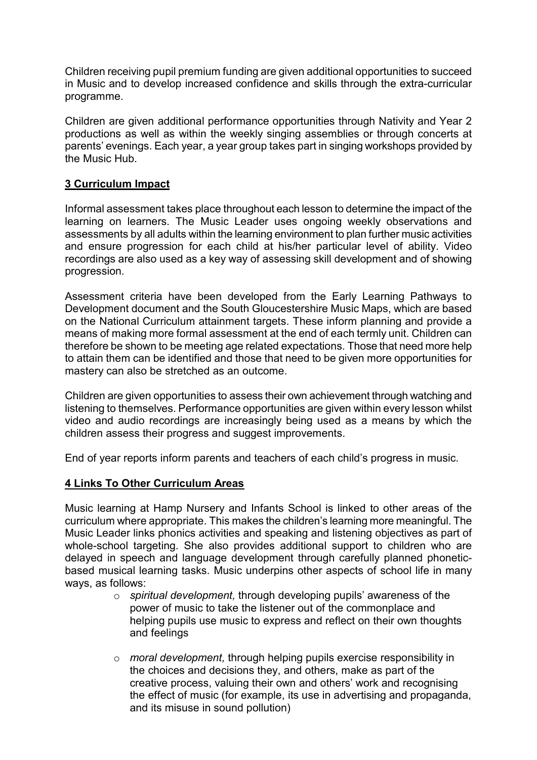Children receiving pupil premium funding are given additional opportunities to succeed in Music and to develop increased confidence and skills through the extra-curricular programme.

Children are given additional performance opportunities through Nativity and Year 2 productions as well as within the weekly singing assemblies or through concerts at parents' evenings. Each year, a year group takes part in singing workshops provided by the Music Hub.

## 3 Curriculum Impact

Informal assessment takes place throughout each lesson to determine the impact of the learning on learners. The Music Leader uses ongoing weekly observations and assessments by all adults within the learning environment to plan further music activities and ensure progression for each child at his/her particular level of ability. Video recordings are also used as a key way of assessing skill development and of showing progression.

Assessment criteria have been developed from the Early Learning Pathways to Development document and the South Gloucestershire Music Maps, which are based on the National Curriculum attainment targets. These inform planning and provide a means of making more formal assessment at the end of each termly unit. Children can therefore be shown to be meeting age related expectations. Those that need more help to attain them can be identified and those that need to be given more opportunities for mastery can also be stretched as an outcome.

Children are given opportunities to assess their own achievement through watching and listening to themselves. Performance opportunities are given within every lesson whilst video and audio recordings are increasingly being used as a means by which the children assess their progress and suggest improvements.

End of year reports inform parents and teachers of each child's progress in music.

## 4 Links To Other Curriculum Areas

Music learning at Hamp Nursery and Infants School is linked to other areas of the curriculum where appropriate. This makes the children's learning more meaningful. The Music Leader links phonics activities and speaking and listening objectives as part of whole-school targeting. She also provides additional support to children who are delayed in speech and language development through carefully planned phonetic-based musical learning tasks. Music underpins other aspects of school life in many ways, as follows:

- *spiritual development,* through developing pupils' awareness of the power of music to take the listener out of the commonplace and helping pupils use music to express and reflect on their own thoughts and feelings
- *moral development,* through helping pupils exercise responsibility in the choices and decisions they, and others, make as part of the creative process, valuing their own and others' work and recognising the effect of music (for example, its use in advertising and propaganda, and its misuse in sound pollution)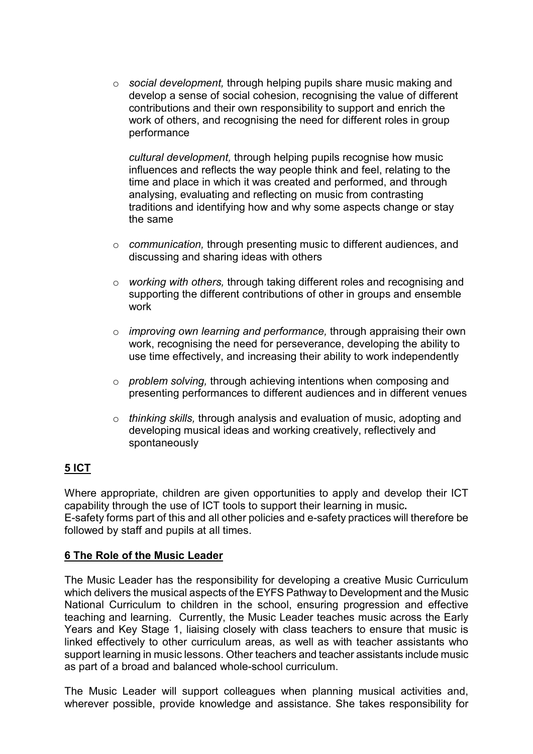- *social development,* through helping pupils share music making and develop a sense of social cohesion, recognising the value of different contributions and their own responsibility to support and enrich the work of others, and recognising the need for different roles in group performance

  *cultural development,* through helping pupils recognise how music influences and reflects the way people think and feel, relating to the time and place in which it was created and performed, and through analysing, evaluating and reflecting on music from contrasting traditions and identifying how and why some aspects change or stay the same

- *communication,* through presenting music to different audiences, and discussing and sharing ideas with others

- *working with others,* through taking different roles and recognising and supporting the different contributions of other in groups and ensemble work

- *improving own learning and performance,* through appraising their own work, recognising the need for perseverance, developing the ability to use time effectively, and increasing their ability to work independently

- *problem solving,* through achieving intentions when composing and presenting performances to different audiences and in different venues

- *thinking skills,* through analysis and evaluation of music, adopting and developing musical ideas and working creatively, reflectively and spontaneously

## 5 ICT

Where appropriate, children are given opportunities to apply and develop their ICT capability through the use of ICT tools to support their learning in music**.**
E-safety forms part of this and all other policies and e-safety practices will therefore be followed by staff and pupils at all times.

## 6 The Role of the Music Leader

The Music Leader has the responsibility for developing a creative Music Curriculum which delivers the musical aspects of the EYFS Pathway to Development and the Music National Curriculum to children in the school, ensuring progression and effective teaching and learning. Currently, the Music Leader teaches music across the Early Years and Key Stage 1, liaising closely with class teachers to ensure that music is linked effectively to other curriculum areas, as well as with teacher assistants who support learning in music lessons. Other teachers and teacher assistants include music as part of a broad and balanced whole-school curriculum.

The Music Leader will support colleagues when planning musical activities and, wherever possible, provide knowledge and assistance. She takes responsibility for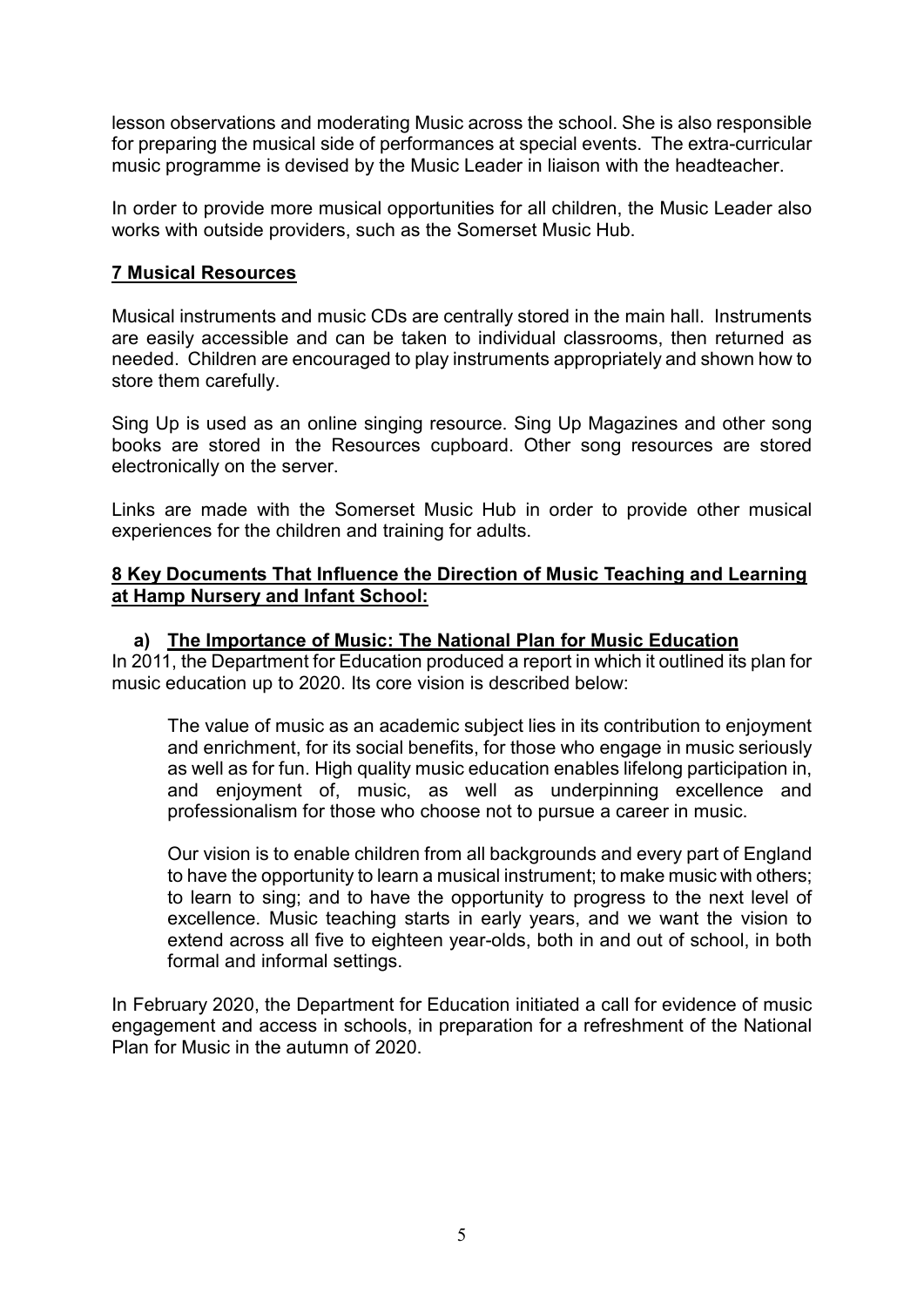lesson observations and moderating Music across the school. She is also responsible for preparing the musical side of performances at special events. The extra-curricular music programme is devised by the Music Leader in liaison with the headteacher.

In order to provide more musical opportunities for all children, the Music Leader also works with outside providers, such as the Somerset Music Hub.

## 7 Musical Resources

Musical instruments and music CDs are centrally stored in the main hall. Instruments are easily accessible and can be taken to individual classrooms, then returned as needed. Children are encouraged to play instruments appropriately and shown how to store them carefully.

Sing Up is used as an online singing resource. Sing Up Magazines and other song books are stored in the Resources cupboard. Other song resources are stored electronically on the server.

Links are made with the Somerset Music Hub in order to provide other musical experiences for the children and training for adults.

## 8 Key Documents That Influence the Direction of Music Teaching and Learning at Hamp Nursery and Infant School:

### a) The Importance of Music: The National Plan for Music Education

In 2011, the Department for Education produced a report in which it outlined its plan for music education up to 2020. Its core vision is described below:

> The value of music as an academic subject lies in its contribution to enjoyment and enrichment, for its social benefits, for those who engage in music seriously as well as for fun. High quality music education enables lifelong participation in, and enjoyment of, music, as well as underpinning excellence and professionalism for those who choose not to pursue a career in music.
>
> Our vision is to enable children from all backgrounds and every part of England to have the opportunity to learn a musical instrument; to make music with others; to learn to sing; and to have the opportunity to progress to the next level of excellence. Music teaching starts in early years, and we want the vision to extend across all five to eighteen year-olds, both in and out of school, in both formal and informal settings.

In February 2020, the Department for Education initiated a call for evidence of music engagement and access in schools, in preparation for a refreshment of the National Plan for Music in the autumn of 2020.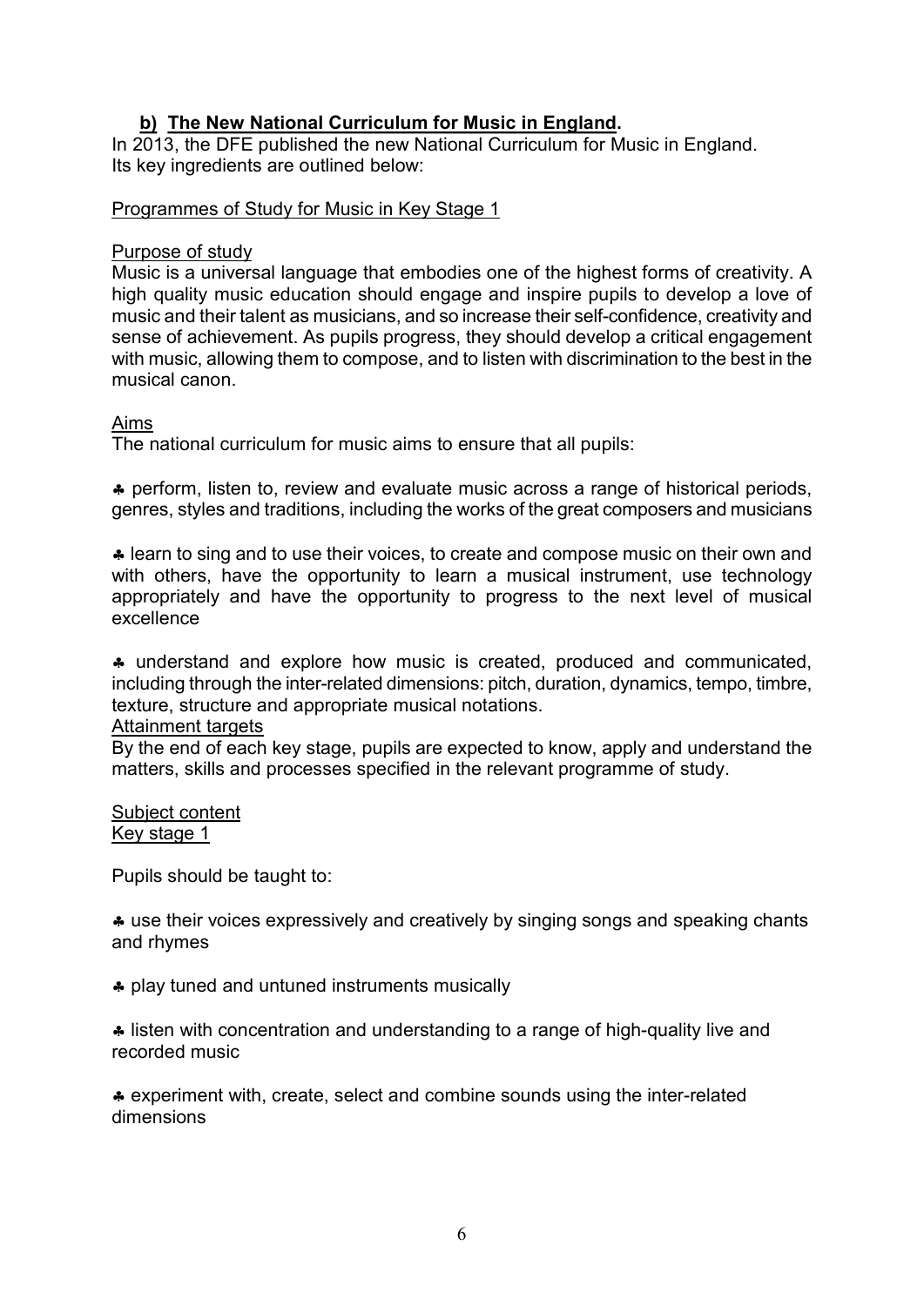## b) The New National Curriculum for Music in England.

In 2013, the DFE published the new National Curriculum for Music in England.
Its key ingredients are outlined below:

Programmes of Study for Music in Key Stage 1

Purpose of study

Music is a universal language that embodies one of the highest forms of creativity. A high quality music education should engage and inspire pupils to develop a love of music and their talent as musicians, and so increase their self-confidence, creativity and sense of achievement. As pupils progress, they should develop a critical engagement with music, allowing them to compose, and to listen with discrimination to the best in the musical canon.

Aims

The national curriculum for music aims to ensure that all pupils:

♣ perform, listen to, review and evaluate music across a range of historical periods, genres, styles and traditions, including the works of the great composers and musicians

♣ learn to sing and to use their voices, to create and compose music on their own and with others, have the opportunity to learn a musical instrument, use technology appropriately and have the opportunity to progress to the next level of musical excellence

♣ understand and explore how music is created, produced and communicated, including through the inter-related dimensions: pitch, duration, dynamics, tempo, timbre, texture, structure and appropriate musical notations.

Attainment targets

By the end of each key stage, pupils are expected to know, apply and understand the matters, skills and processes specified in the relevant programme of study.

Subject content

Key stage 1

Pupils should be taught to:

♣ use their voices expressively and creatively by singing songs and speaking chants and rhymes

♣ play tuned and untuned instruments musically

♣ listen with concentration and understanding to a range of high-quality live and recorded music

♣ experiment with, create, select and combine sounds using the inter-related dimensions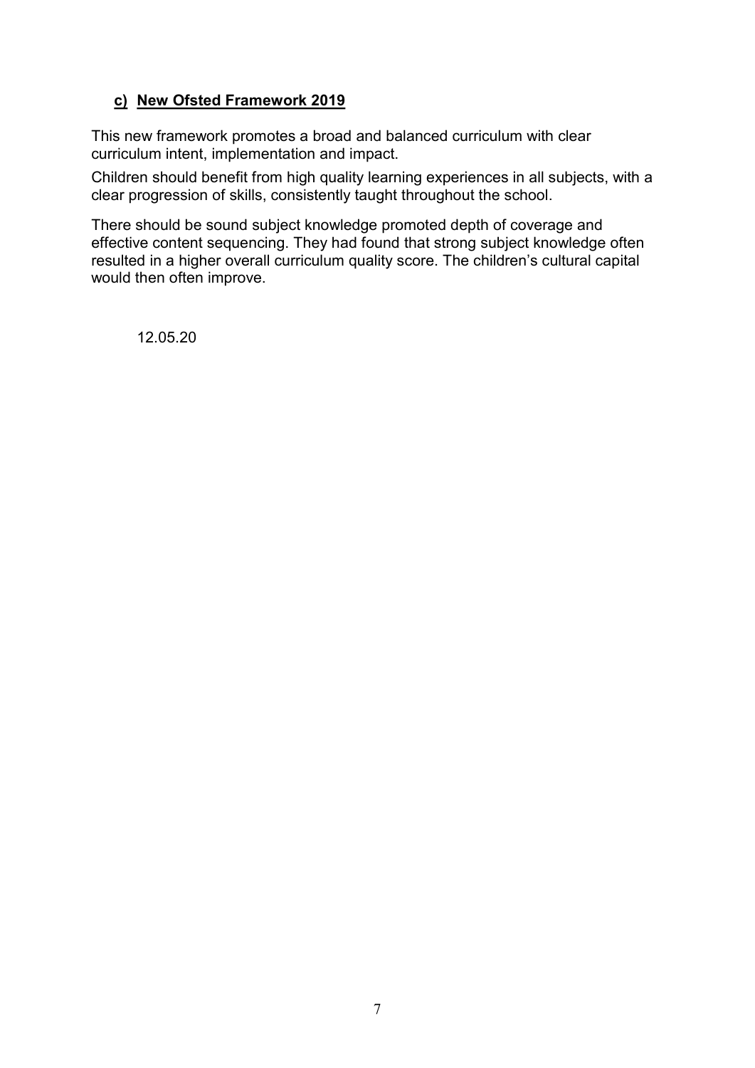### **c) New Ofsted Framework 2019**

This new framework promotes a broad and balanced curriculum with clear curriculum intent, implementation and impact.

Children should benefit from high quality learning experiences in all subjects, with a clear progression of skills, consistently taught throughout the school.

There should be sound subject knowledge promoted depth of coverage and effective content sequencing. They had found that strong subject knowledge often resulted in a higher overall curriculum quality score. The children's cultural capital would then often improve.

12.05.20